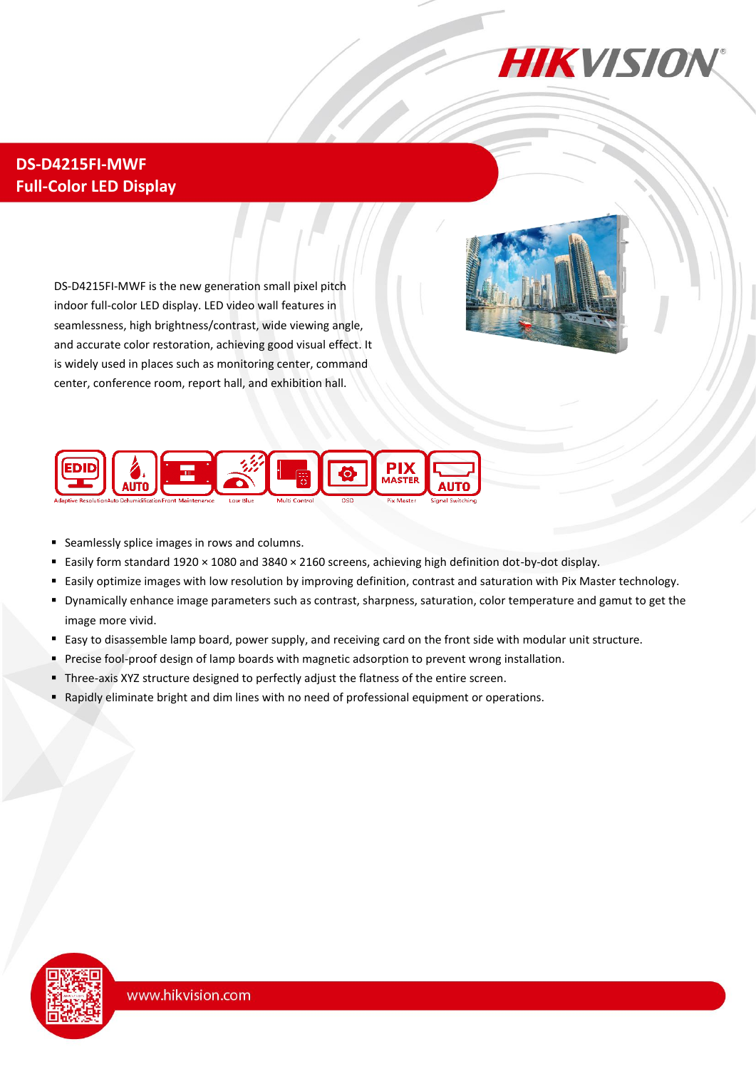# DS-D4215FI-MWF
## Full-Color LED Display

DS-D4215FI-MWF is the new generation small pixel pitch indoor full-color LED display. LED video wall features in seamlessness, high brightness/contrast, wide viewing angle, and accurate color restoration, achieving good visual effect. It is widely used in places such as monitoring center, command center, conference room, report hall, and exhibition hall.

Adaptive Resolution | Auto Dehumidification | Front Maintenance | Low Blue | Multi Control | OSD | Pix Master | Signal Switching

- Seamlessly splice images in rows and columns.
- Easily form standard 1920 × 1080 and 3840 × 2160 screens, achieving high definition dot-by-dot display.
- Easily optimize images with low resolution by improving definition, contrast and saturation with Pix Master technology.
- Dynamically enhance image parameters such as contrast, sharpness, saturation, color temperature and gamut to get the image more vivid.
- Easy to disassemble lamp board, power supply, and receiving card on the front side with modular unit structure.
- Precise fool-proof design of lamp boards with magnetic adsorption to prevent wrong installation.
- Three-axis XYZ structure designed to perfectly adjust the flatness of the entire screen.
- Rapidly eliminate bright and dim lines with no need of professional equipment or operations.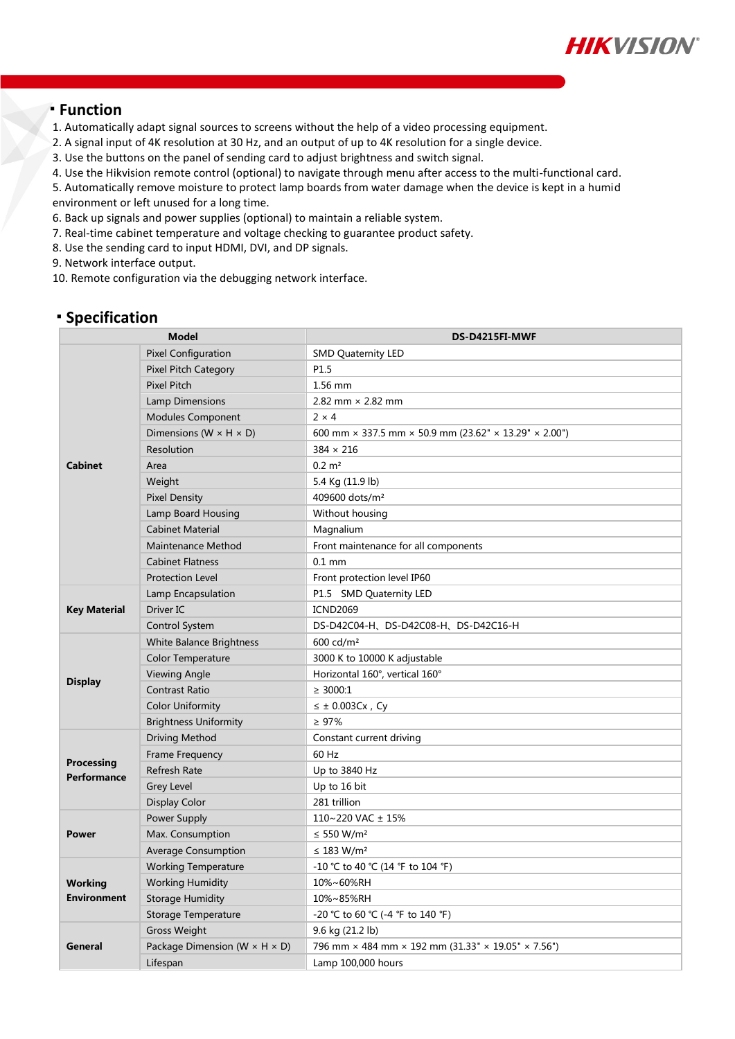## Function

1. Automatically adapt signal sources to screens without the help of a video processing equipment.
2. A signal input of 4K resolution at 30 Hz, and an output of up to 4K resolution for a single device.
3. Use the buttons on the panel of sending card to adjust brightness and switch signal.
4. Use the Hikvision remote control (optional) to navigate through menu after access to the multi-functional card.
5. Automatically remove moisture to protect lamp boards from water damage when the device is kept in a humid environment or left unused for a long time.
6. Back up signals and power supplies (optional) to maintain a reliable system.
7. Real-time cabinet temperature and voltage checking to guarantee product safety.
8. Use the sending card to input HDMI, DVI, and DP signals.
9. Network interface output.
10. Remote configuration via the debugging network interface.

## Specification

| Model | | DS-D4215FI-MWF |
|---|---|---|
| **Cabinet** | Pixel Configuration | SMD Quaternity LED |
| | Pixel Pitch Category | P1.5 |
| | Pixel Pitch | 1.56 mm |
| | Lamp Dimensions | 2.82 mm × 2.82 mm |
| | Modules Component | 2 × 4 |
| | Dimensions (W × H × D) | 600 mm × 337.5 mm × 50.9 mm (23.62" × 13.29" × 2.00") |
| | Resolution | 384 × 216 |
| | Area | 0.2 m² |
| | Weight | 5.4 Kg (11.9 lb) |
| | Pixel Density | 409600 dots/m² |
| | Lamp Board Housing | Without housing |
| | Cabinet Material | Magnalium |
| | Maintenance Method | Front maintenance for all components |
| | Cabinet Flatness | 0.1 mm |
| | Protection Level | Front protection level IP60 |
| **Key Material** | Lamp Encapsulation | P1.5 SMD Quaternity LED |
| | Driver IC | ICND2069 |
| | Control System | DS-D42C04-H、DS-D42C08-H、DS-D42C16-H |
| **Display** | White Balance Brightness | 600 cd/m² |
| | Color Temperature | 3000 K to 10000 K adjustable |
| | Viewing Angle | Horizontal 160°, vertical 160° |
| | Contrast Ratio | ≥ 3000:1 |
| | Color Uniformity | ≤ ± 0.003Cx , Cy |
| | Brightness Uniformity | ≥ 97% |
| **Processing Performance** | Driving Method | Constant current driving |
| | Frame Frequency | 60 Hz |
| | Refresh Rate | Up to 3840 Hz |
| | Grey Level | Up to 16 bit |
| | Display Color | 281 trillion |
| **Power** | Power Supply | 110~220 VAC ± 15% |
| | Max. Consumption | ≤ 550 W/m² |
| | Average Consumption | ≤ 183 W/m² |
| **Working Environment** | Working Temperature | -10 °C to 40 °C (14 °F to 104 °F) |
| | Working Humidity | 10%~60%RH |
| | Storage Humidity | 10%~85%RH |
| | Storage Temperature | -20 °C to 60 °C (-4 °F to 140 °F) |
| **General** | Gross Weight | 9.6 kg (21.2 lb) |
| | Package Dimension (W × H × D) | 796 mm × 484 mm × 192 mm (31.33" × 19.05" × 7.56") |
| | Lifespan | Lamp 100,000 hours |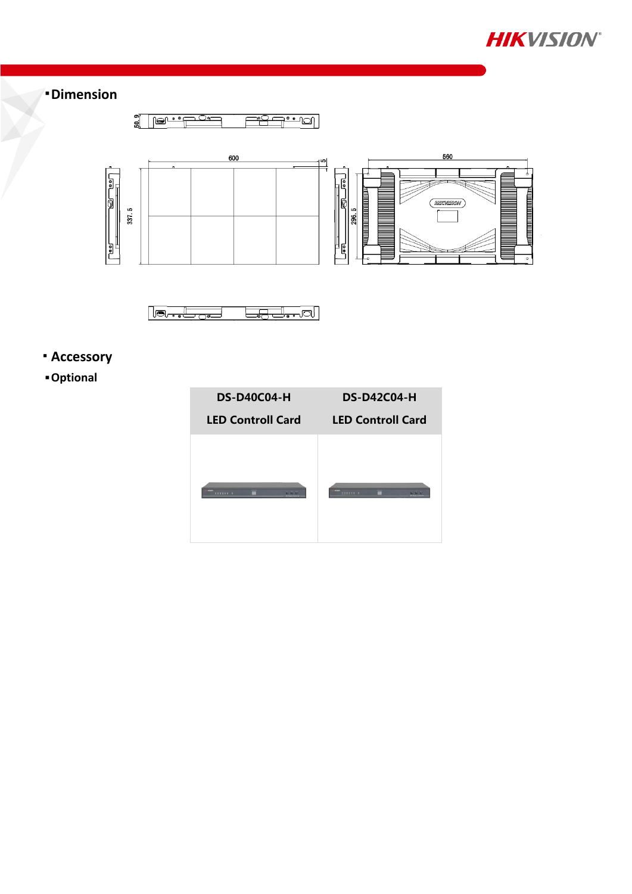## Dimension

## Accessory

### Optional

| DS-D40C04-H<br>LED Controll Card | DS-D42C04-H<br>LED Controll Card |
|---|---|
| | |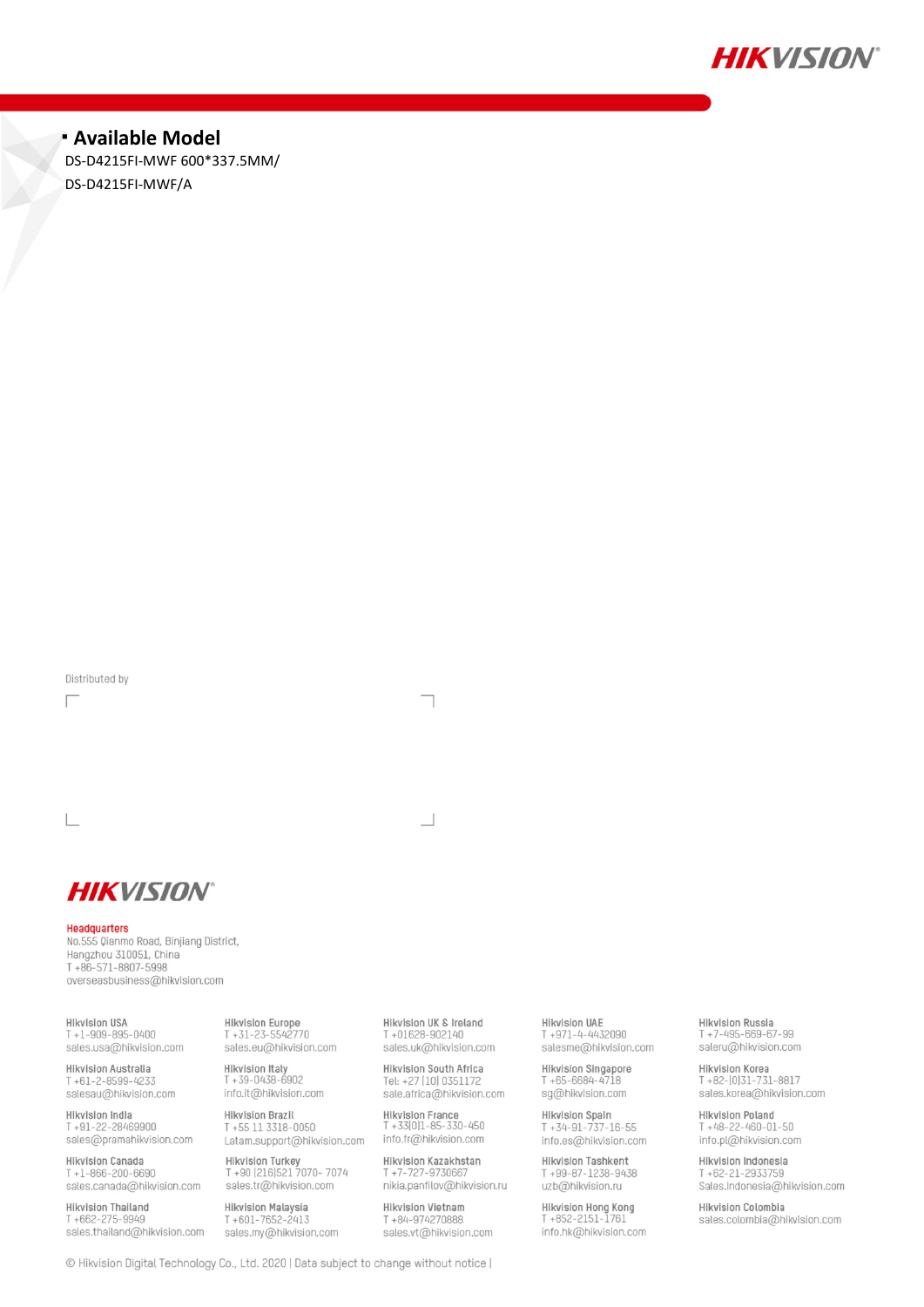## Available Model

DS-D4215FI-MWF 600*337.5MM/

DS-D4215FI-MWF/A

Distributed by

**HIKVISION**

**Headquarters**
No.555 Qianmo Road, Binjiang District,
Hangzhou 310051, China
T +86-571-8807-5998
overseasbusiness@hikvision.com

Hikvision USA
T +1-909-895-0400
sales.usa@hikvision.com

Hikvision Australia
T +61-2-8599-4233
salesau@hikvision.com

Hikvision India
T +91-22-28469900
sales@pramahikvision.com

Hikvision Canada
T +1-866-200-6690
sales.canada@hikvision.com

Hikvision Thailand
T +662-275-9949
sales.thailand@hikvision.com

Hikvision Europe
T +31-23-5542770
sales.eu@hikvision.com

Hikvision Italy
T +39-0438-6902
info.it@hikvision.com

Hikvision Brazil
T +55 11 3318-0050
Latam.support@hikvision.com

Hikvision Turkey
T +90 (216)521 7070- 7074
sales.tr@hikvision.com

Hikvision Malaysia
T +601-7652-2413
sales.my@hikvision.com

Hikvision UK & Ireland
T +01628-902140
sales.uk@hikvision.com

Hikvision South Africa
Tel: +27 (10) 0351172
sale.africa@hikvision.com

Hikvision France
T +33(0)1-85-330-450
info.fr@hikvision.com

Hikvision Kazakhstan
T +7-727-9730667
nikia.panfilov@hikvision.ru

Hikvision Vietnam
T +84-974270888
sales.vt@hikvision.com

Hikvision UAE
T +971-4-4432090
salesme@hikvision.com

Hikvision Singapore
T +65-6684-4718
sg@hikvision.com

Hikvision Spain
T +34-91-737-16-55
info.es@hikvision.com

Hikvision Tashkent
T +99-87-1238-9438
uzb@hikvision.ru

Hikvision Hong Kong
T +852-2151-1761
info.hk@hikvision.com

Hikvision Russia
T +7-495-669-67-99
saleru@hikvision.com

Hikvision Korea
T +82-(0)31-731-8817
sales.korea@hikvision.com

Hikvision Poland
T +48-22-460-01-50
info.pl@hikvision.com

Hikvision Indonesia
T +62-21-2933759
Sales.Indonesia@hikvision.com

Hikvision Colombia
sales.colombia@hikvision.com

© Hikvision Digital Technology Co., Ltd. 2020 | Data subject to change without notice |